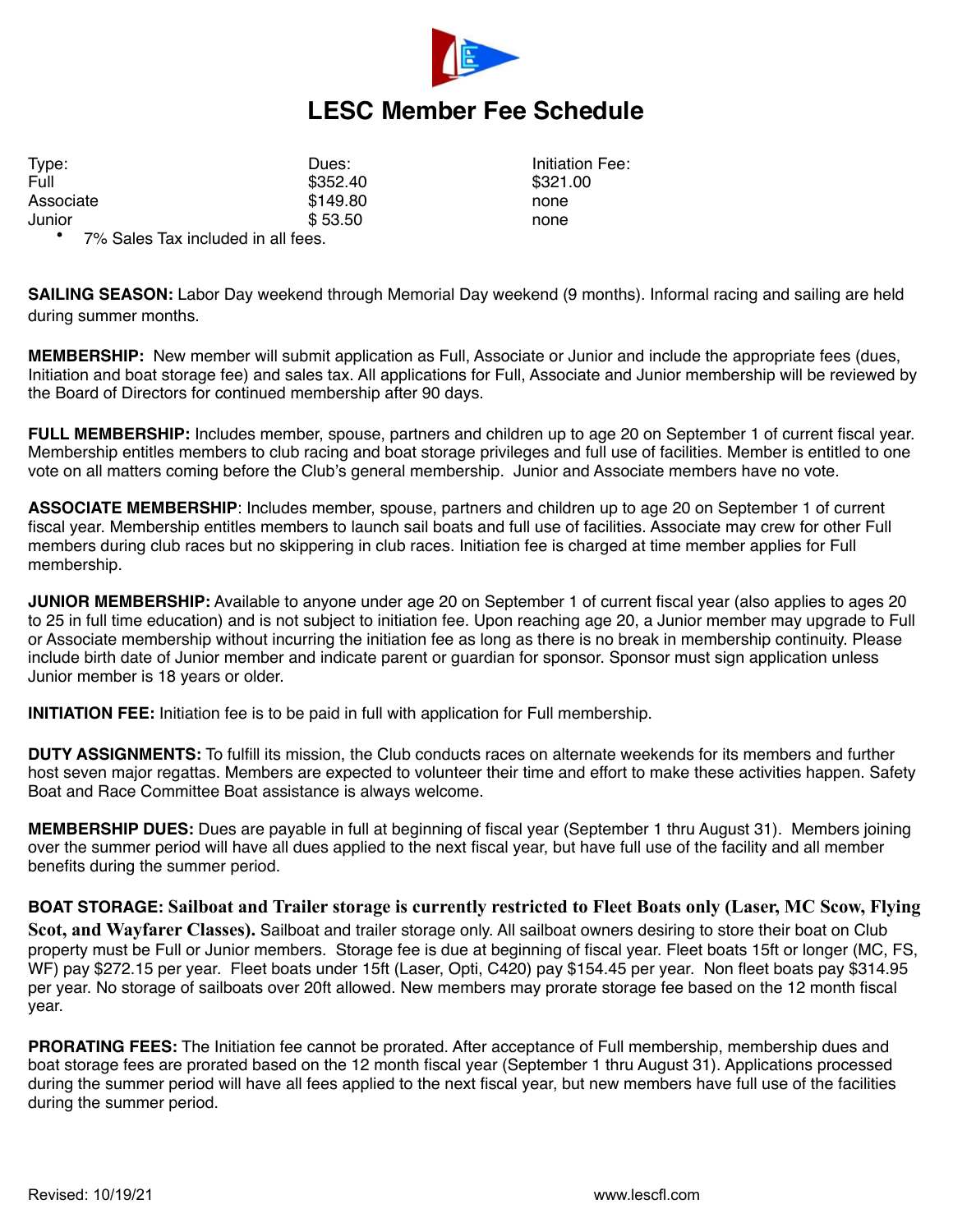# LESC Member Fee Schedule

| Type: | Dues: | Initiation Fee: |
| --- | --- | --- |
| Full | $352.40 | $321.00 |
| Associate | $149.80 | none |
| Junior | $ 53.50 | none |

- 7% Sales Tax included in all fees.

**SAILING SEASON:** Labor Day weekend through Memorial Day weekend (9 months). Informal racing and sailing are held during summer months.

**MEMBERSHIP:** New member will submit application as Full, Associate or Junior and include the appropriate fees (dues, Initiation and boat storage fee) and sales tax. All applications for Full, Associate and Junior membership will be reviewed by the Board of Directors for continued membership after 90 days.

**FULL MEMBERSHIP:** Includes member, spouse, partners and children up to age 20 on September 1 of current fiscal year. Membership entitles members to club racing and boat storage privileges and full use of facilities. Member is entitled to one vote on all matters coming before the Club's general membership. Junior and Associate members have no vote.

**ASSOCIATE MEMBERSHIP**: Includes member, spouse, partners and children up to age 20 on September 1 of current fiscal year. Membership entitles members to launch sail boats and full use of facilities. Associate may crew for other Full members during club races but no skippering in club races. Initiation fee is charged at time member applies for Full membership.

**JUNIOR MEMBERSHIP:** Available to anyone under age 20 on September 1 of current fiscal year (also applies to ages 20 to 25 in full time education) and is not subject to initiation fee. Upon reaching age 20, a Junior member may upgrade to Full or Associate membership without incurring the initiation fee as long as there is no break in membership continuity. Please include birth date of Junior member and indicate parent or guardian for sponsor. Sponsor must sign application unless Junior member is 18 years or older.

**INITIATION FEE:** Initiation fee is to be paid in full with application for Full membership.

**DUTY ASSIGNMENTS:** To fulfill its mission, the Club conducts races on alternate weekends for its members and further host seven major regattas. Members are expected to volunteer their time and effort to make these activities happen. Safety Boat and Race Committee Boat assistance is always welcome.

**MEMBERSHIP DUES:** Dues are payable in full at beginning of fiscal year (September 1 thru August 31). Members joining over the summer period will have all dues applied to the next fiscal year, but have full use of the facility and all member benefits during the summer period.

**BOAT STORAGE: Sailboat and Trailer storage is currently restricted to Fleet Boats only (Laser, MC Scow, Flying Scot, and Wayfarer Classes).** Sailboat and trailer storage only. All sailboat owners desiring to store their boat on Club property must be Full or Junior members. Storage fee is due at beginning of fiscal year. Fleet boats 15ft or longer (MC, FS, WF) pay $272.15 per year. Fleet boats under 15ft (Laser, Opti, C420) pay $154.45 per year. Non fleet boats pay $314.95 per year. No storage of sailboats over 20ft allowed. New members may prorate storage fee based on the 12 month fiscal year.

**PRORATING FEES:** The Initiation fee cannot be prorated. After acceptance of Full membership, membership dues and boat storage fees are prorated based on the 12 month fiscal year (September 1 thru August 31). Applications processed during the summer period will have all fees applied to the next fiscal year, but new members have full use of the facilities during the summer period.

Revised: 10/19/21 www.lescfl.com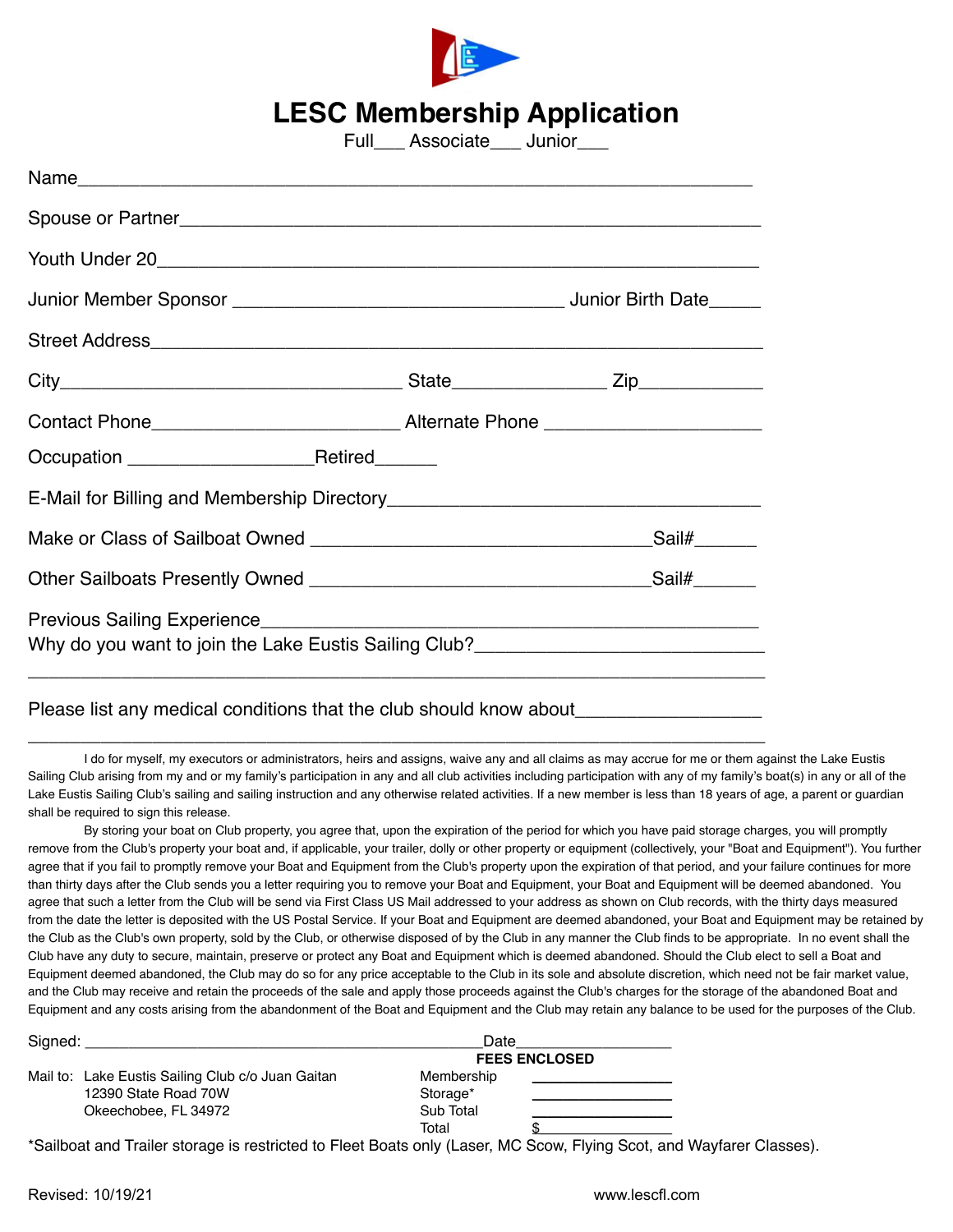# LESC Membership Application

Full___ Associate___ Junior___

Name_______________________________________________________________

Spouse or Partner__________________________________________________

Youth Under 20____________________________________________________

Junior Member Sponsor _______________________________ Junior Birth Date_____

Street Address_____________________________________________________

City________________________________ State______________ Zip___________

Contact Phone_______________________ Alternate Phone ___________________

Occupation _________________Retired______

E-Mail for Billing and Membership Directory_________________________________

Make or Class of Sailboat Owned _______________________________Sail#______

Other Sailboats Presently Owned _______________________________Sail#______

Previous Sailing Experience____________________________________________

Why do you want to join the Lake Eustis Sailing Club?__________________________

______________________________________________________________________

Please list any medical conditions that the club should know about________________

______________________________________________________________________

I do for myself, my executors or administrators, heirs and assigns, waive any and all claims as may accrue for me or them against the Lake Eustis Sailing Club arising from my and or my family's participation in any and all club activities including participation with any of my family's boat(s) in any or all of the Lake Eustis Sailing Club's sailing and sailing instruction and any otherwise related activities. If a new member is less than 18 years of age, a parent or guardian shall be required to sign this release.

By storing your boat on Club property, you agree that, upon the expiration of the period for which you have paid storage charges, you will promptly remove from the Club's property your boat and, if applicable, your trailer, dolly or other property or equipment (collectively, your "Boat and Equipment"). You further agree that if you fail to promptly remove your Boat and Equipment from the Club's property upon the expiration of that period, and your failure continues for more than thirty days after the Club sends you a letter requiring you to remove your Boat and Equipment, your Boat and Equipment will be deemed abandoned. You agree that such a letter from the Club will be send via First Class US Mail addressed to your address as shown on Club records, with the thirty days measured from the date the letter is deposited with the US Postal Service. If your Boat and Equipment are deemed abandoned, your Boat and Equipment may be retained by the Club as the Club's own property, sold by the Club, or otherwise disposed of by the Club in any manner the Club finds to be appropriate. In no event shall the Club have any duty to secure, maintain, preserve or protect any Boat and Equipment which is deemed abandoned. Should the Club elect to sell a Boat and Equipment deemed abandoned, the Club may do so for any price acceptable to the Club in its sole and absolute discretion, which need not be fair market value, and the Club may receive and retain the proceeds of the sale and apply those proceeds against the Club's charges for the storage of the abandoned Boat and Equipment and any costs arising from the abandonment of the Boat and Equipment and the Club may retain any balance to be used for the purposes of the Club.

Signed: _____________________________________________Date_________________

**FEES ENCLOSED**

Mail to: Lake Eustis Sailing Club c/o Juan Gaitan
12390 State Road 70W
Okeechobee, FL 34972

| | |
|---|---|
| Membership | ______________ |
| Storage* | ______________ |
| Sub Total | ______________ |
| Total | $_____________ |

*Sailboat and Trailer storage is restricted to Fleet Boats only (Laser, MC Scow, Flying Scot, and Wayfarer Classes).

Revised: 10/19/21

www.lescfl.com